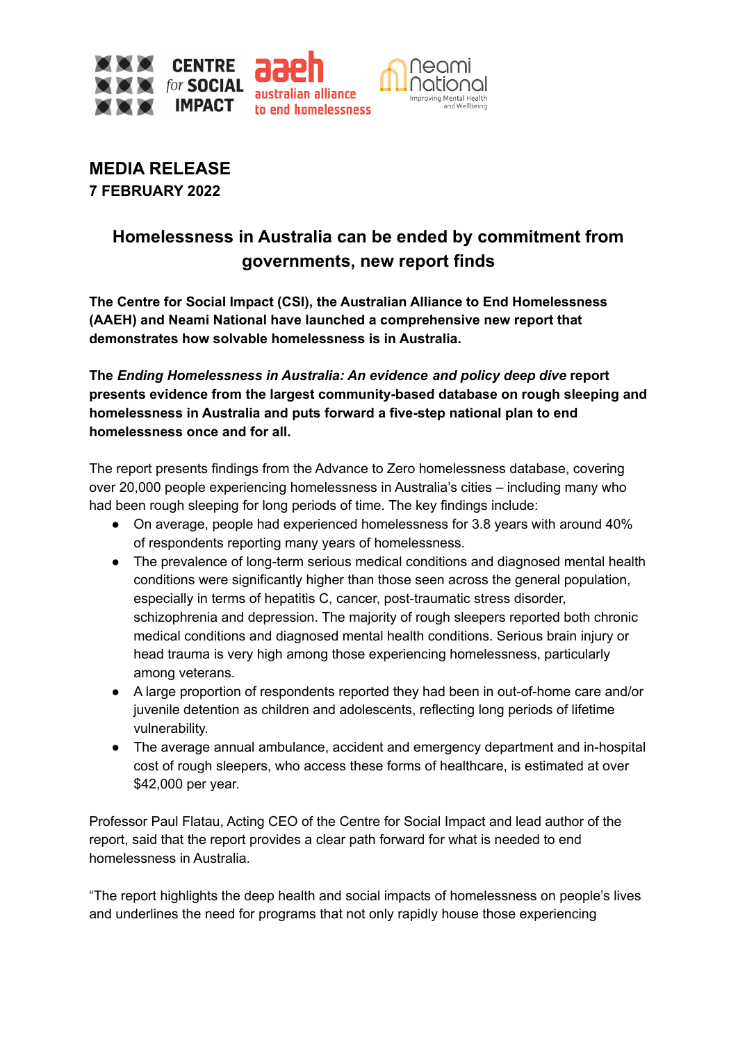**MEDIA RELEASE**
**7 FEBRUARY 2022**

## Homelessness in Australia can be ended by commitment from governments, new report finds

**The Centre for Social Impact (CSI), the Australian Alliance to End Homelessness (AAEH) and Neami National have launched a comprehensive new report that demonstrates how solvable homelessness is in Australia.**

**The *Ending Homelessness in Australia: An evidence and policy deep dive* report presents evidence from the largest community-based database on rough sleeping and homelessness in Australia and puts forward a five-step national plan to end homelessness once and for all.**

The report presents findings from the Advance to Zero homelessness database, covering over 20,000 people experiencing homelessness in Australia's cities – including many who had been rough sleeping for long periods of time. The key findings include:

- On average, people had experienced homelessness for 3.8 years with around 40% of respondents reporting many years of homelessness.
- The prevalence of long-term serious medical conditions and diagnosed mental health conditions were significantly higher than those seen across the general population, especially in terms of hepatitis C, cancer, post-traumatic stress disorder, schizophrenia and depression. The majority of rough sleepers reported both chronic medical conditions and diagnosed mental health conditions. Serious brain injury or head trauma is very high among those experiencing homelessness, particularly among veterans.
- A large proportion of respondents reported they had been in out-of-home care and/or juvenile detention as children and adolescents, reflecting long periods of lifetime vulnerability.
- The average annual ambulance, accident and emergency department and in-hospital cost of rough sleepers, who access these forms of healthcare, is estimated at over $42,000 per year.

Professor Paul Flatau, Acting CEO of the Centre for Social Impact and lead author of the report, said that the report provides a clear path forward for what is needed to end homelessness in Australia.

"The report highlights the deep health and social impacts of homelessness on people's lives and underlines the need for programs that not only rapidly house those experiencing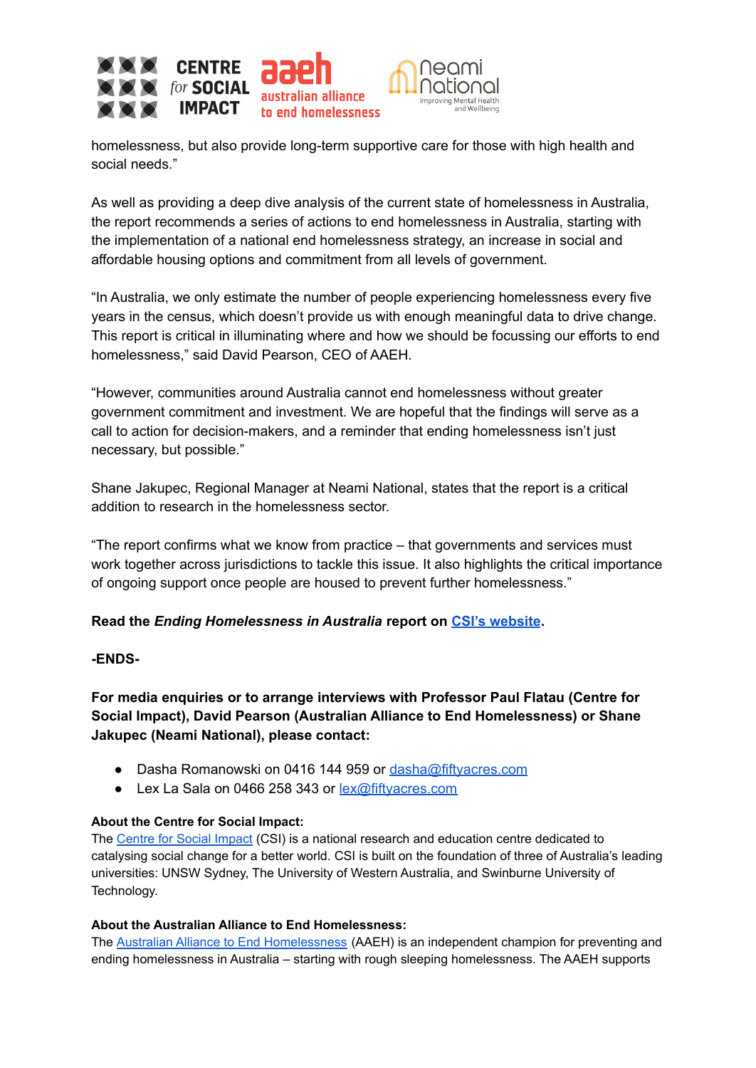homelessness, but also provide long-term supportive care for those with high health and social needs."

As well as providing a deep dive analysis of the current state of homelessness in Australia, the report recommends a series of actions to end homelessness in Australia, starting with the implementation of a national end homelessness strategy, an increase in social and affordable housing options and commitment from all levels of government.

"In Australia, we only estimate the number of people experiencing homelessness every five years in the census, which doesn't provide us with enough meaningful data to drive change. This report is critical in illuminating where and how we should be focussing our efforts to end homelessness," said David Pearson, CEO of AAEH.

"However, communities around Australia cannot end homelessness without greater government commitment and investment. We are hopeful that the findings will serve as a call to action for decision-makers, and a reminder that ending homelessness isn't just necessary, but possible."

Shane Jakupec, Regional Manager at Neami National, states that the report is a critical addition to research in the homelessness sector.

"The report confirms what we know from practice – that governments and services must work together across jurisdictions to tackle this issue. It also highlights the critical importance of ongoing support once people are housed to prevent further homelessness."

**Read the *Ending Homelessness in Australia* report on [CSI's website](CSI's website).**

**-ENDS-**

**For media enquiries or to arrange interviews with Professor Paul Flatau (Centre for Social Impact), David Pearson (Australian Alliance to End Homelessness) or Shane Jakupec (Neami National), please contact:**

- Dasha Romanowski on 0416 144 959 or dasha@fiftyacres.com
- Lex La Sala on 0466 258 343 or lex@fiftyacres.com

**About the Centre for Social Impact:**
The Centre for Social Impact (CSI) is a national research and education centre dedicated to catalysing social change for a better world. CSI is built on the foundation of three of Australia's leading universities: UNSW Sydney, The University of Western Australia, and Swinburne University of Technology.

**About the Australian Alliance to End Homelessness:**
The Australian Alliance to End Homelessness (AAEH) is an independent champion for preventing and ending homelessness in Australia – starting with rough sleeping homelessness. The AAEH supports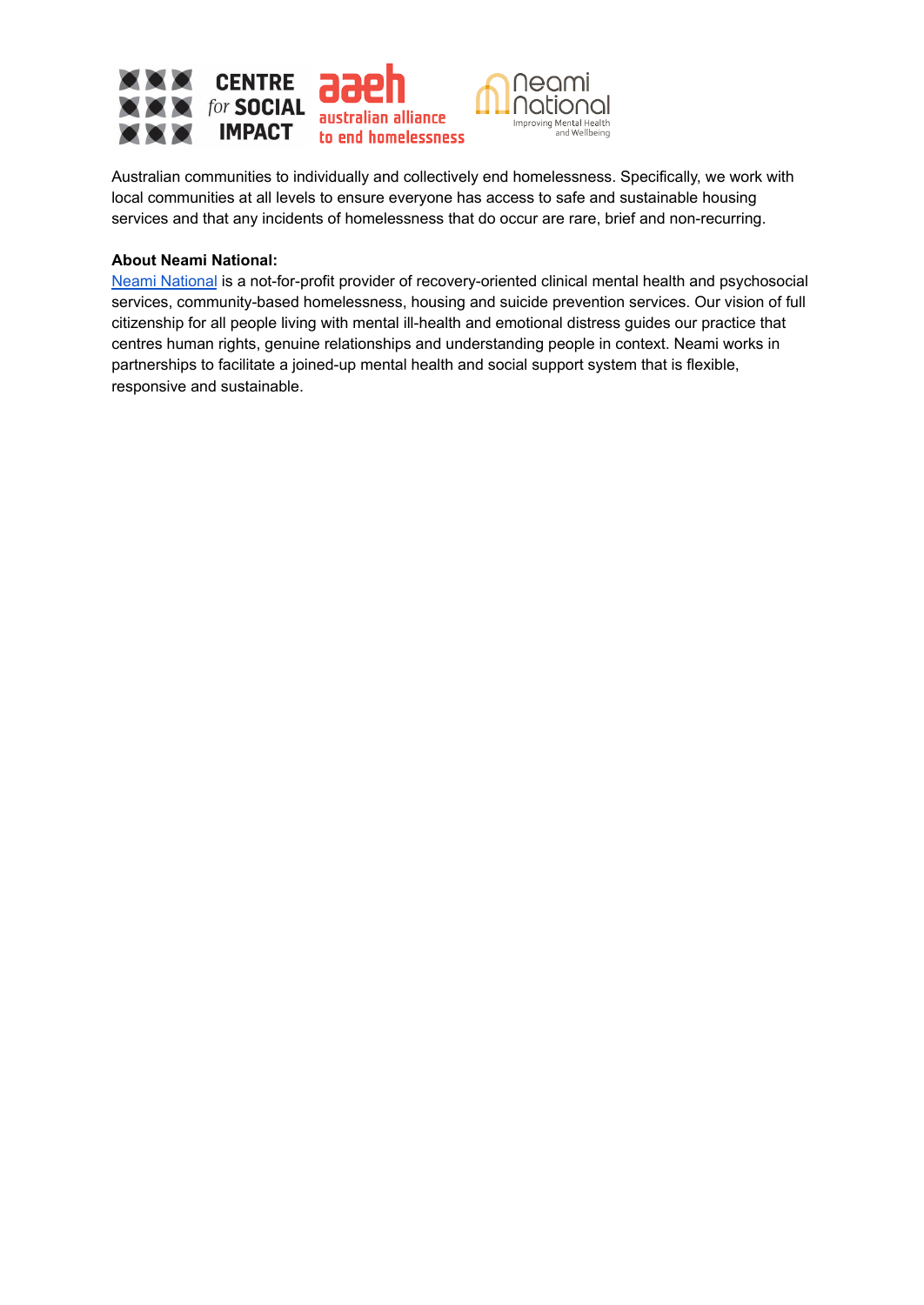Australian communities to individually and collectively end homelessness. Specifically, we work with local communities at all levels to ensure everyone has access to safe and sustainable housing services and that any incidents of homelessness that do occur are rare, brief and non-recurring.

**About Neami National:**
Neami National is a not-for-profit provider of recovery-oriented clinical mental health and psychosocial services, community-based homelessness, housing and suicide prevention services. Our vision of full citizenship for all people living with mental ill-health and emotional distress guides our practice that centres human rights, genuine relationships and understanding people in context. Neami works in partnerships to facilitate a joined-up mental health and social support system that is flexible, responsive and sustainable.